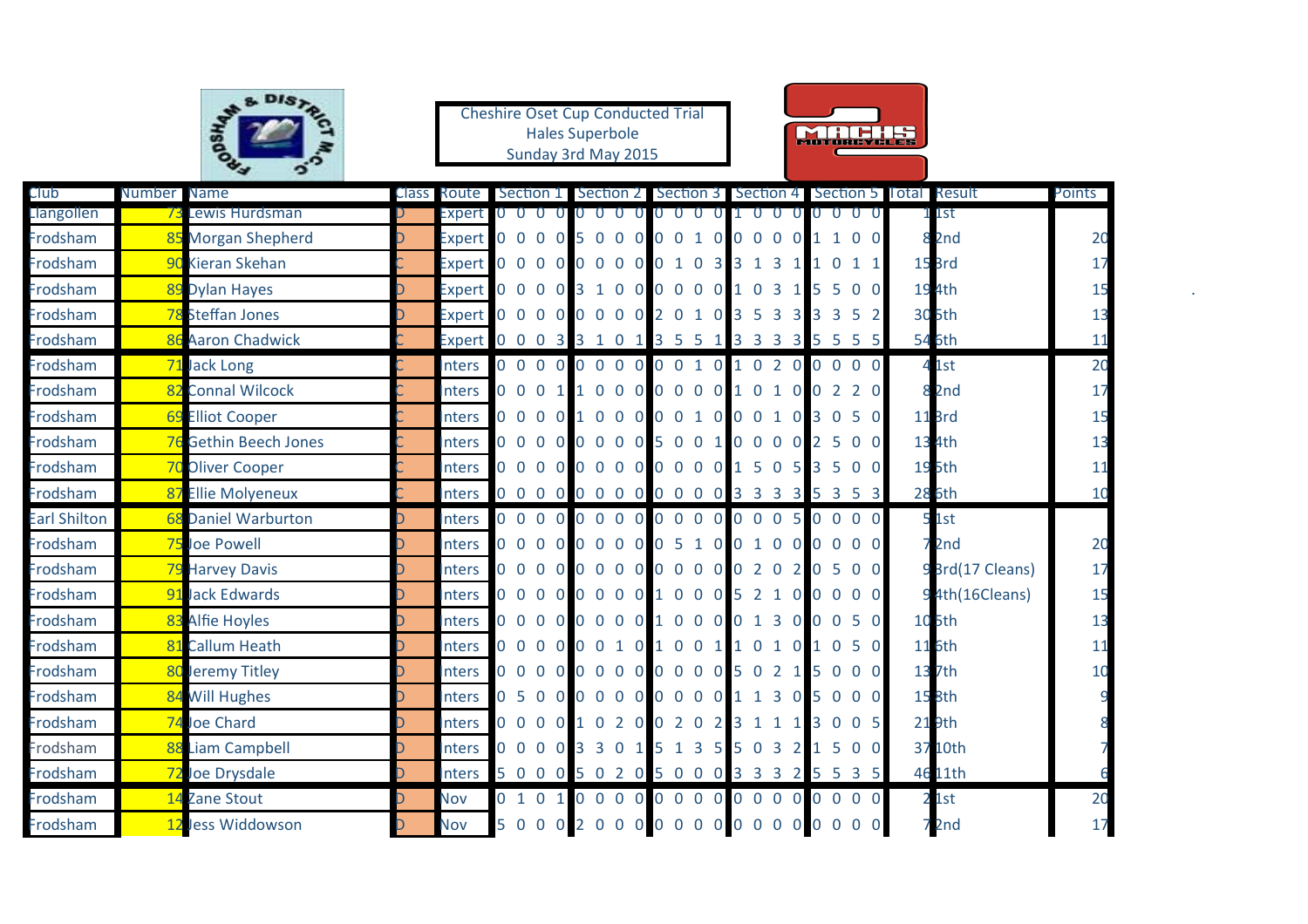Cheshire Oset Cup Conducted Trial
Hales Superbole
Sunday 3rd May 2015

| Club | Number | Name | Class | Route | Section 1 | | | | Section 2 | | | | Section 3 | | | | Section 4 | | | | Section 5 | | | | Total | Result | Points |
|---|---|---|---|---|---|---|---|---|---|---|---|---|---|---|---|---|---|---|---|---|---|---|---|---|---|---|---|
| Llangollen | 73 | Lewis Hurdsman | D | Expert | 0 | 0 | 0 | 0 | 0 | 0 | 0 | 0 | 0 | 0 | 0 | 0 | 1 | 0 | 0 | 0 | 0 | 0 | 0 | 0 | 1 | 1st | |
| Frodsham | 85 | Morgan Shepherd | D | Expert | 0 | 0 | 0 | 0 | 5 | 0 | 0 | 0 | 0 | 0 | 1 | 0 | 0 | 0 | 0 | 0 | 1 | 1 | 0 | 0 | 8 | 2nd | 20 |
| Frodsham | 90 | Kieran Skehan | C | Expert | 0 | 0 | 0 | 0 | 0 | 0 | 0 | 0 | 0 | 1 | 0 | 3 | 3 | 1 | 3 | 1 | 1 | 0 | 1 | 1 | 15 | 3rd | 17 |
| Frodsham | 89 | Dylan Hayes | D | Expert | 0 | 0 | 0 | 0 | 3 | 1 | 0 | 0 | 0 | 0 | 0 | 0 | 1 | 0 | 3 | 1 | 5 | 5 | 0 | 0 | 19 | 4th | 15 |
| Frodsham | 78 | Steffan Jones | D | Expert | 0 | 0 | 0 | 0 | 0 | 0 | 0 | 0 | 2 | 0 | 1 | 0 | 3 | 5 | 3 | 3 | 3 | 3 | 5 | 2 | 30 | 5th | 13 |
| Frodsham | 86 | Aaron Chadwick | C | Expert | 0 | 0 | 0 | 3 | 3 | 1 | 0 | 1 | 3 | 5 | 5 | 1 | 3 | 3 | 3 | 3 | 5 | 5 | 5 | 5 | 54 | 6th | 11 |
| Frodsham | 71 | Jack Long | C | Inters | 0 | 0 | 0 | 0 | 0 | 0 | 0 | 0 | 0 | 0 | 1 | 0 | 1 | 0 | 2 | 0 | 0 | 0 | 0 | 0 | 4 | 1st | 20 |
| Frodsham | 82 | Connal Wilcock | C | Inters | 0 | 0 | 0 | 1 | 1 | 0 | 0 | 0 | 0 | 0 | 0 | 0 | 1 | 0 | 1 | 0 | 0 | 2 | 2 | 0 | 8 | 2nd | 17 |
| Frodsham | 69 | Elliot Cooper | C | Inters | 0 | 0 | 0 | 0 | 1 | 0 | 0 | 0 | 0 | 0 | 1 | 0 | 0 | 0 | 1 | 0 | 3 | 0 | 5 | 0 | 11 | 3rd | 15 |
| Frodsham | 76 | Gethin Beech Jones | C | Inters | 0 | 0 | 0 | 0 | 0 | 0 | 0 | 0 | 5 | 0 | 0 | 1 | 0 | 0 | 0 | 0 | 2 | 5 | 0 | 0 | 13 | 4th | 13 |
| Frodsham | 70 | Oliver Cooper | C | Inters | 0 | 0 | 0 | 0 | 0 | 0 | 0 | 0 | 0 | 0 | 0 | 0 | 1 | 5 | 0 | 5 | 3 | 5 | 0 | 0 | 19 | 5th | 11 |
| Frodsham | 87 | Ellie Molyeneux | C | Inters | 0 | 0 | 0 | 0 | 0 | 0 | 0 | 0 | 0 | 0 | 0 | 0 | 3 | 3 | 3 | 3 | 5 | 3 | 5 | 3 | 28 | 6th | 10 |
| Earl Shilton | 68 | Daniel Warburton | D | Inters | 0 | 0 | 0 | 0 | 0 | 0 | 0 | 0 | 0 | 0 | 0 | 0 | 0 | 0 | 0 | 5 | 0 | 0 | 0 | 0 | 5 | 1st | |
| Frodsham | 75 | Joe Powell | D | Inters | 0 | 0 | 0 | 0 | 0 | 0 | 0 | 0 | 0 | 5 | 1 | 0 | 0 | 1 | 0 | 0 | 0 | 0 | 0 | 0 | 7 | 2nd | 20 |
| Frodsham | 79 | Harvey Davis | D | Inters | 0 | 0 | 0 | 0 | 0 | 0 | 0 | 0 | 0 | 0 | 0 | 0 | 0 | 2 | 0 | 2 | 0 | 5 | 0 | 0 | 9 | 3rd(17 Cleans) | 17 |
| Frodsham | 91 | Jack Edwards | D | Inters | 0 | 0 | 0 | 0 | 0 | 0 | 0 | 0 | 1 | 0 | 0 | 0 | 5 | 2 | 1 | 0 | 0 | 0 | 0 | 0 | 9 | 4th(16Cleans) | 15 |
| Frodsham | 83 | Alfie Hoyles | D | Inters | 0 | 0 | 0 | 0 | 0 | 0 | 0 | 0 | 1 | 0 | 0 | 0 | 0 | 1 | 3 | 0 | 0 | 0 | 5 | 0 | 10 | 5th | 13 |
| Frodsham | 81 | Callum Heath | D | Inters | 0 | 0 | 0 | 0 | 0 | 0 | 1 | 0 | 1 | 0 | 0 | 1 | 1 | 0 | 1 | 0 | 1 | 0 | 5 | 0 | 11 | 6th | 11 |
| Frodsham | 80 | Jeremy Titley | D | Inters | 0 | 0 | 0 | 0 | 0 | 0 | 0 | 0 | 0 | 0 | 0 | 0 | 5 | 0 | 2 | 1 | 5 | 0 | 0 | 0 | 13 | 7th | 10 |
| Frodsham | 84 | Will Hughes | D | Inters | 0 | 5 | 0 | 0 | 0 | 0 | 0 | 0 | 0 | 0 | 0 | 0 | 1 | 1 | 3 | 0 | 5 | 0 | 0 | 0 | 15 | 8th | 9 |
| Frodsham | 74 | Joe Chard | D | Inters | 0 | 0 | 0 | 0 | 1 | 0 | 2 | 0 | 0 | 2 | 0 | 2 | 3 | 1 | 1 | 1 | 3 | 0 | 0 | 5 | 21 | 9th | 8 |
| Frodsham | 88 | Liam Campbell | D | Inters | 0 | 0 | 0 | 0 | 3 | 3 | 0 | 1 | 5 | 1 | 3 | 5 | 5 | 0 | 3 | 2 | 1 | 5 | 0 | 0 | 37 | 10th | 7 |
| Frodsham | 72 | Joe Drysdale | D | Inters | 5 | 0 | 0 | 0 | 5 | 0 | 2 | 0 | 5 | 0 | 0 | 0 | 3 | 3 | 3 | 2 | 5 | 5 | 3 | 5 | 46 | 11th | 6 |
| Frodsham | 14 | Zane Stout | D | Nov | 0 | 1 | 0 | 1 | 0 | 0 | 0 | 0 | 0 | 0 | 0 | 0 | 0 | 0 | 0 | 0 | 0 | 0 | 0 | 0 | 2 | 1st | 20 |
| Frodsham | 12 | Jess Widdowson | D | Nov | 5 | 0 | 0 | 0 | 2 | 0 | 0 | 0 | 0 | 0 | 0 | 0 | 0 | 0 | 0 | 0 | 0 | 0 | 0 | 0 | 7 | 2nd | 17 |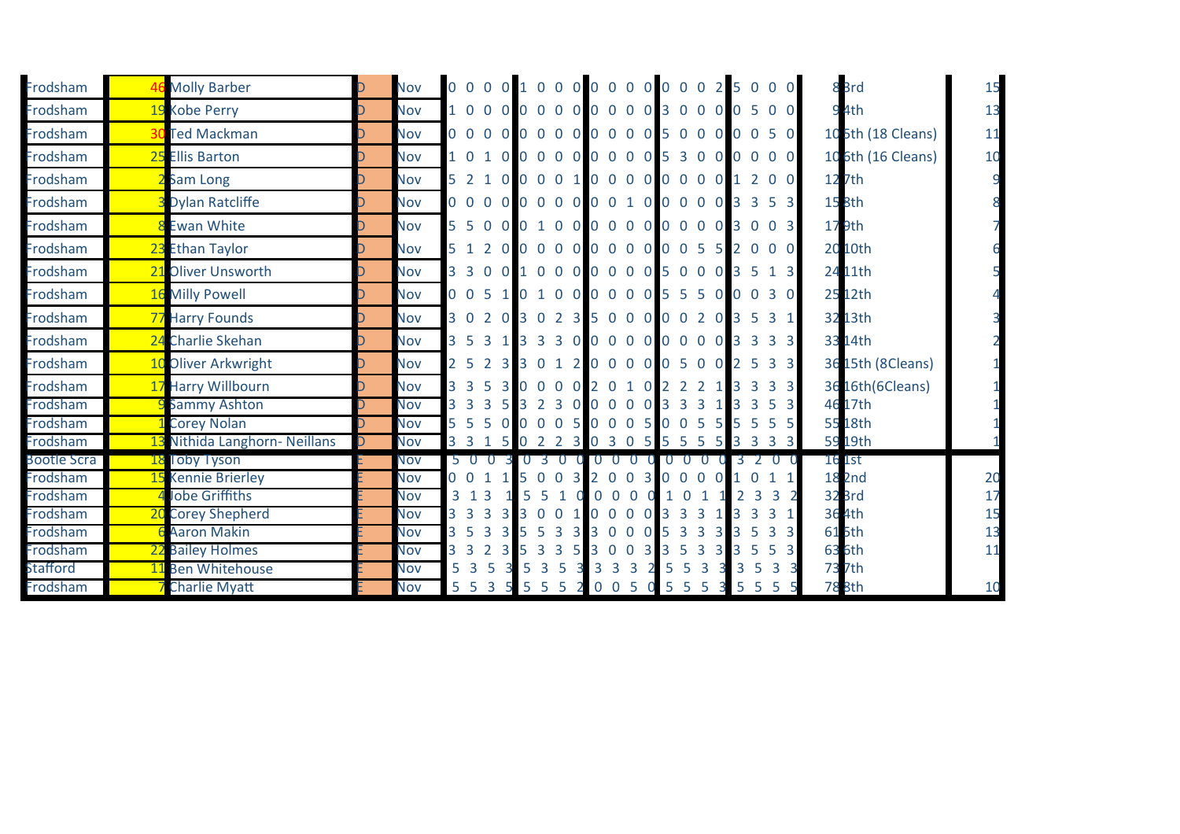| | | | | | | | | | | | | | | | | | | | | | | | | | | | | | |
|---|---|---|---|---|---|---|---|---|---|---|---|---|---|---|---|---|---|---|---|---|---|---|---|---|---|---|---|---|---|
| Frodsham | 46 | Molly Barber | D | Nov | 0 | 0 | 0 | 0 | 1 | 0 | 0 | 0 | 0 | 0 | 0 | 0 | 0 | 0 | 0 | 2 | 5 | 0 | 0 | 0 | 8 | 3rd | 15 |
| Frodsham | 19 | Kobe Perry | D | Nov | 1 | 0 | 0 | 0 | 0 | 0 | 0 | 0 | 0 | 0 | 0 | 0 | 3 | 0 | 0 | 0 | 0 | 5 | 0 | 0 | 9 | 4th | 13 |
| Frodsham | 30 | Ted Mackman | D | Nov | 0 | 0 | 0 | 0 | 0 | 0 | 0 | 0 | 0 | 0 | 0 | 0 | 5 | 0 | 0 | 0 | 0 | 0 | 5 | 0 | 10 | 5th (18 Cleans) | 11 |
| Frodsham | 25 | Ellis Barton | D | Nov | 1 | 0 | 1 | 0 | 0 | 0 | 0 | 0 | 0 | 0 | 0 | 0 | 5 | 3 | 0 | 0 | 0 | 0 | 0 | 0 | 10 | 6th (16 Cleans) | 10 |
| Frodsham | 2 | Sam Long | D | Nov | 5 | 2 | 1 | 0 | 0 | 0 | 0 | 1 | 0 | 0 | 0 | 0 | 0 | 0 | 0 | 0 | 1 | 2 | 0 | 0 | 12 | 7th | 9 |
| Frodsham | 3 | Dylan Ratcliffe | D | Nov | 0 | 0 | 0 | 0 | 0 | 0 | 0 | 0 | 0 | 0 | 1 | 0 | 0 | 0 | 0 | 0 | 3 | 3 | 5 | 3 | 15 | 8th | 8 |
| Frodsham | 8 | Ewan White | D | Nov | 5 | 5 | 0 | 0 | 0 | 1 | 0 | 0 | 0 | 0 | 0 | 0 | 0 | 0 | 0 | 0 | 3 | 0 | 0 | 3 | 17 | 9th | 7 |
| Frodsham | 23 | Ethan Taylor | D | Nov | 5 | 1 | 2 | 0 | 0 | 0 | 0 | 0 | 0 | 0 | 0 | 0 | 0 | 0 | 5 | 5 | 2 | 0 | 0 | 0 | 20 | 10th | 6 |
| Frodsham | 21 | Oliver Unsworth | D | Nov | 3 | 3 | 0 | 0 | 1 | 0 | 0 | 0 | 0 | 0 | 0 | 0 | 5 | 0 | 0 | 0 | 3 | 5 | 1 | 3 | 24 | 11th | 5 |
| Frodsham | 16 | Milly Powell | D | Nov | 0 | 0 | 5 | 1 | 0 | 1 | 0 | 0 | 0 | 0 | 0 | 0 | 5 | 5 | 5 | 0 | 0 | 0 | 3 | 0 | 25 | 12th | 4 |
| Frodsham | 77 | Harry Founds | D | Nov | 3 | 0 | 2 | 0 | 3 | 0 | 2 | 3 | 5 | 0 | 0 | 0 | 0 | 0 | 2 | 0 | 3 | 5 | 3 | 1 | 32 | 13th | 3 |
| Frodsham | 24 | Charlie Skehan | D | Nov | 3 | 5 | 3 | 1 | 3 | 3 | 3 | 0 | 0 | 0 | 0 | 0 | 0 | 0 | 0 | 0 | 3 | 3 | 3 | 3 | 33 | 14th | 2 |
| Frodsham | 10 | Oliver Arkwright | D | Nov | 2 | 5 | 2 | 3 | 3 | 0 | 1 | 2 | 0 | 0 | 0 | 0 | 0 | 5 | 0 | 0 | 2 | 5 | 3 | 3 | 36 | 15th (8Cleans) | 1 |
| Frodsham | 17 | Harry Willbourn | D | Nov | 3 | 3 | 5 | 3 | 0 | 0 | 0 | 0 | 2 | 0 | 1 | 0 | 2 | 2 | 2 | 1 | 3 | 3 | 3 | 3 | 36 | 16th(6Cleans) | 1 |
| Frodsham | 9 | Sammy Ashton | D | Nov | 3 | 3 | 3 | 5 | 3 | 2 | 3 | 0 | 0 | 0 | 0 | 0 | 3 | 3 | 3 | 1 | 3 | 3 | 5 | 3 | 46 | 17th | 1 |
| Frodsham | 1 | Corey Nolan | D | Nov | 5 | 5 | 5 | 0 | 0 | 0 | 0 | 5 | 0 | 0 | 0 | 5 | 0 | 0 | 5 | 5 | 5 | 5 | 5 | 5 | 55 | 18th | 1 |
| Frodsham | 13 | Nithida Langhorn- Neillans | D | Nov | 3 | 3 | 1 | 5 | 0 | 2 | 2 | 3 | 0 | 3 | 0 | 5 | 5 | 5 | 5 | 5 | 3 | 3 | 3 | 3 | 59 | 19th | 1 |
| Bootle Scra | 18 | Toby Tyson | E | Nov | 5 | 0 | 0 | 3 | 0 | 3 | 0 | 0 | 0 | 0 | 0 | 0 | 0 | 0 | 0 | 0 | 3 | 2 | 0 | 0 | 16 | 1st | |
| Frodsham | 15 | Kennie Brierley | E | Nov | 0 | 0 | 1 | 1 | 5 | 0 | 0 | 3 | 2 | 0 | 0 | 3 | 0 | 0 | 0 | 0 | 1 | 0 | 1 | 1 | 18 | 2nd | 20 |
| Frodsham | 4 | Jobe Griffiths | E | Nov | 3 | 1 | 3 | 1 | 5 | 5 | 1 | 0 | 0 | 0 | 0 | 0 | 1 | 0 | 1 | 1 | 2 | 3 | 3 | 2 | 32 | 3rd | 17 |
| Frodsham | 20 | Corey Shepherd | E | Nov | 3 | 3 | 3 | 3 | 3 | 0 | 0 | 1 | 0 | 0 | 0 | 0 | 3 | 3 | 3 | 1 | 3 | 3 | 3 | 1 | 36 | 4th | 15 |
| Frodsham | 6 | Aaron Makin | E | Nov | 3 | 5 | 3 | 3 | 5 | 5 | 3 | 3 | 3 | 0 | 0 | 0 | 5 | 3 | 3 | 3 | 3 | 5 | 3 | 3 | 61 | 5th | 13 |
| Frodsham | 22 | Bailey Holmes | E | Nov | 3 | 3 | 2 | 3 | 5 | 3 | 3 | 5 | 3 | 0 | 0 | 3 | 3 | 5 | 3 | 3 | 3 | 5 | 5 | 3 | 63 | 6th | 11 |
| Stafford | 11 | Ben Whitehouse | E | Nov | 5 | 3 | 5 | 3 | 5 | 3 | 5 | 3 | 3 | 3 | 3 | 2 | 5 | 5 | 3 | 3 | 3 | 5 | 3 | 3 | 73 | 7th | |
| Frodsham | 7 | Charlie Myatt | E | Nov | 5 | 5 | 3 | 5 | 5 | 5 | 5 | 2 | 0 | 0 | 5 | 0 | 5 | 5 | 5 | 3 | 5 | 5 | 5 | 5 | 78 | 8th | 10 |